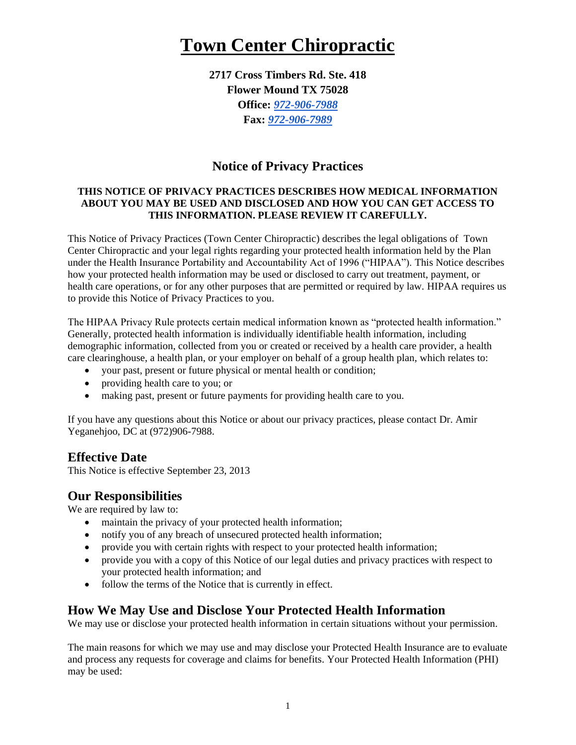# Town Center Chiropractic

**2717 Cross Timbers Rd. Ste. 418**
**Flower Mound TX 75028**
**Office: *972-906-7988***
**Fax: *972-906-7989***

## Notice of Privacy Practices

**THIS NOTICE OF PRIVACY PRACTICES DESCRIBES HOW MEDICAL INFORMATION ABOUT YOU MAY BE USED AND DISCLOSED AND HOW YOU CAN GET ACCESS TO THIS INFORMATION. PLEASE REVIEW IT CAREFULLY.**

This Notice of Privacy Practices (Town Center Chiropractic) describes the legal obligations of Town Center Chiropractic and your legal rights regarding your protected health information held by the Plan under the Health Insurance Portability and Accountability Act of 1996 ("HIPAA"). This Notice describes how your protected health information may be used or disclosed to carry out treatment, payment, or health care operations, or for any other purposes that are permitted or required by law. HIPAA requires us to provide this Notice of Privacy Practices to you.

The HIPAA Privacy Rule protects certain medical information known as "protected health information." Generally, protected health information is individually identifiable health information, including demographic information, collected from you or created or received by a health care provider, a health care clearinghouse, a health plan, or your employer on behalf of a group health plan, which relates to:

- your past, present or future physical or mental health or condition;
- providing health care to you; or
- making past, present or future payments for providing health care to you.

If you have any questions about this Notice or about our privacy practices, please contact Dr. Amir Yeganehjoo, DC at (972)906-7988.

## Effective Date

This Notice is effective September 23, 2013

## Our Responsibilities

We are required by law to:

- maintain the privacy of your protected health information;
- notify you of any breach of unsecured protected health information;
- provide you with certain rights with respect to your protected health information;
- provide you with a copy of this Notice of our legal duties and privacy practices with respect to your protected health information; and
- follow the terms of the Notice that is currently in effect.

## How We May Use and Disclose Your Protected Health Information

We may use or disclose your protected health information in certain situations without your permission.

The main reasons for which we may use and may disclose your Protected Health Insurance are to evaluate and process any requests for coverage and claims for benefits. Your Protected Health Information (PHI) may be used: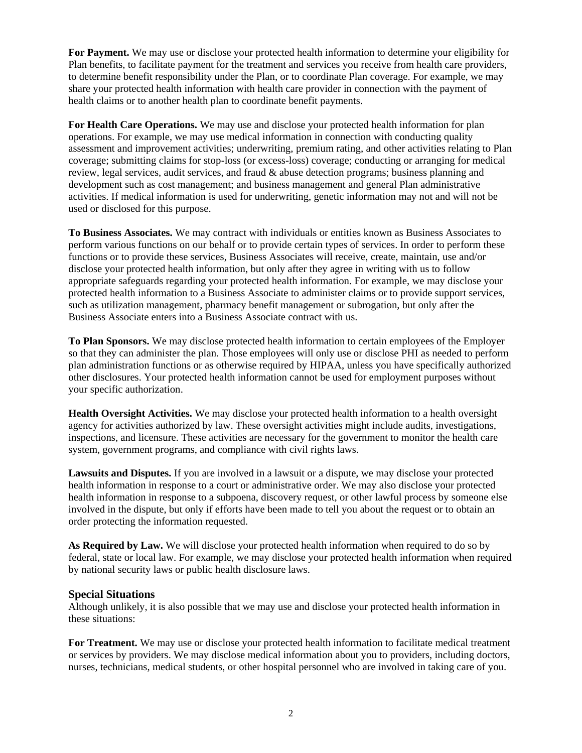**For Payment.** We may use or disclose your protected health information to determine your eligibility for Plan benefits, to facilitate payment for the treatment and services you receive from health care providers, to determine benefit responsibility under the Plan, or to coordinate Plan coverage. For example, we may share your protected health information with health care provider in connection with the payment of health claims or to another health plan to coordinate benefit payments.

**For Health Care Operations.** We may use and disclose your protected health information for plan operations. For example, we may use medical information in connection with conducting quality assessment and improvement activities; underwriting, premium rating, and other activities relating to Plan coverage; submitting claims for stop-loss (or excess-loss) coverage; conducting or arranging for medical review, legal services, audit services, and fraud & abuse detection programs; business planning and development such as cost management; and business management and general Plan administrative activities. If medical information is used for underwriting, genetic information may not and will not be used or disclosed for this purpose.

**To Business Associates.** We may contract with individuals or entities known as Business Associates to perform various functions on our behalf or to provide certain types of services. In order to perform these functions or to provide these services, Business Associates will receive, create, maintain, use and/or disclose your protected health information, but only after they agree in writing with us to follow appropriate safeguards regarding your protected health information. For example, we may disclose your protected health information to a Business Associate to administer claims or to provide support services, such as utilization management, pharmacy benefit management or subrogation, but only after the Business Associate enters into a Business Associate contract with us.

**To Plan Sponsors.** We may disclose protected health information to certain employees of the Employer so that they can administer the plan. Those employees will only use or disclose PHI as needed to perform plan administration functions or as otherwise required by HIPAA, unless you have specifically authorized other disclosures. Your protected health information cannot be used for employment purposes without your specific authorization.

**Health Oversight Activities.** We may disclose your protected health information to a health oversight agency for activities authorized by law. These oversight activities might include audits, investigations, inspections, and licensure. These activities are necessary for the government to monitor the health care system, government programs, and compliance with civil rights laws.

**Lawsuits and Disputes.** If you are involved in a lawsuit or a dispute, we may disclose your protected health information in response to a court or administrative order. We may also disclose your protected health information in response to a subpoena, discovery request, or other lawful process by someone else involved in the dispute, but only if efforts have been made to tell you about the request or to obtain an order protecting the information requested.

**As Required by Law.** We will disclose your protected health information when required to do so by federal, state or local law. For example, we may disclose your protected health information when required by national security laws or public health disclosure laws.

### Special Situations

Although unlikely, it is also possible that we may use and disclose your protected health information in these situations:

**For Treatment.** We may use or disclose your protected health information to facilitate medical treatment or services by providers. We may disclose medical information about you to providers, including doctors, nurses, technicians, medical students, or other hospital personnel who are involved in taking care of you.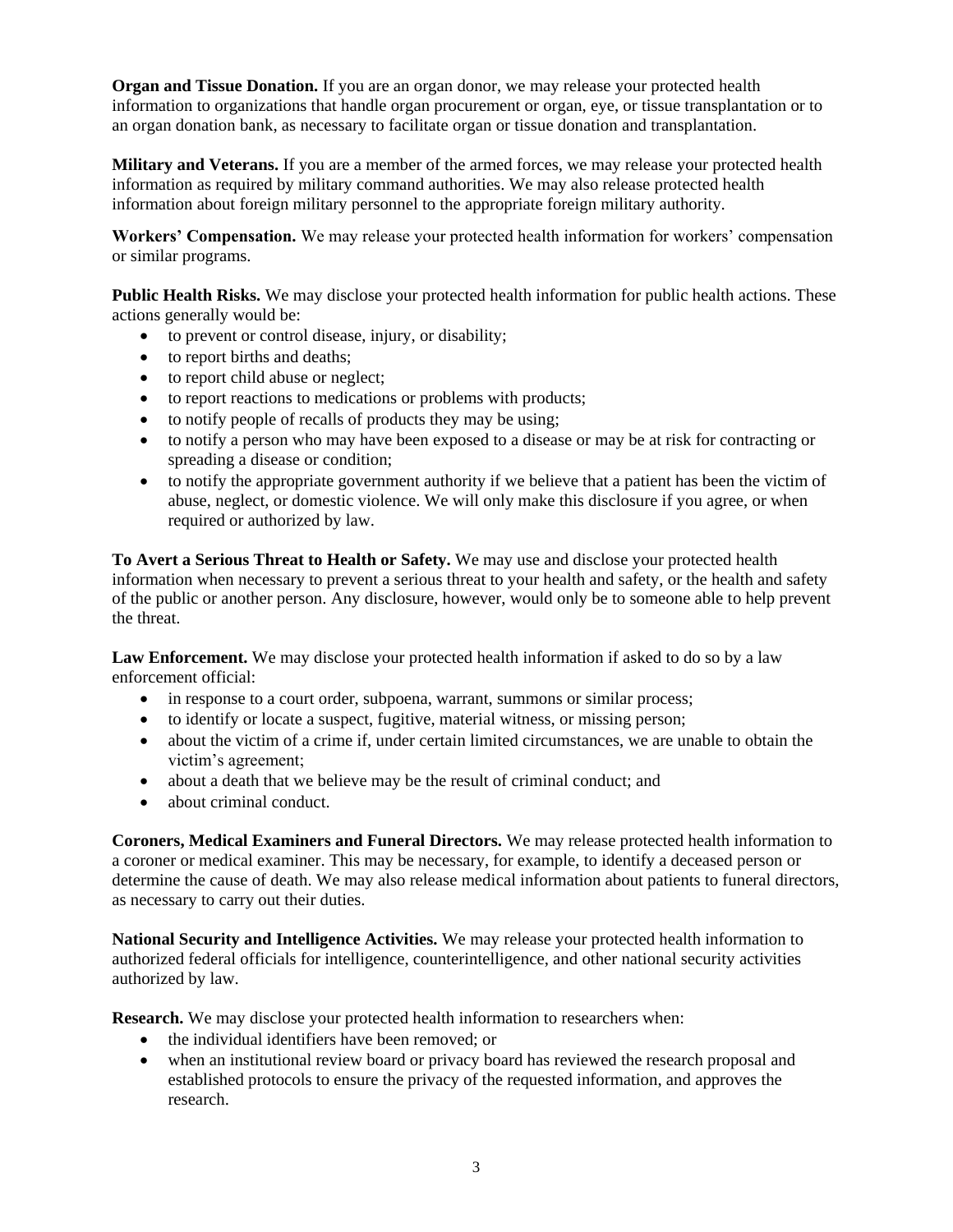**Organ and Tissue Donation.** If you are an organ donor, we may release your protected health information to organizations that handle organ procurement or organ, eye, or tissue transplantation or to an organ donation bank, as necessary to facilitate organ or tissue donation and transplantation.

**Military and Veterans.** If you are a member of the armed forces, we may release your protected health information as required by military command authorities. We may also release protected health information about foreign military personnel to the appropriate foreign military authority.

**Workers' Compensation.** We may release your protected health information for workers' compensation or similar programs.

**Public Health Risks.** We may disclose your protected health information for public health actions. These actions generally would be:

- to prevent or control disease, injury, or disability;
- to report births and deaths;
- to report child abuse or neglect;
- to report reactions to medications or problems with products;
- to notify people of recalls of products they may be using;
- to notify a person who may have been exposed to a disease or may be at risk for contracting or spreading a disease or condition;
- to notify the appropriate government authority if we believe that a patient has been the victim of abuse, neglect, or domestic violence. We will only make this disclosure if you agree, or when required or authorized by law.

**To Avert a Serious Threat to Health or Safety.** We may use and disclose your protected health information when necessary to prevent a serious threat to your health and safety, or the health and safety of the public or another person. Any disclosure, however, would only be to someone able to help prevent the threat.

**Law Enforcement.** We may disclose your protected health information if asked to do so by a law enforcement official:

- in response to a court order, subpoena, warrant, summons or similar process;
- to identify or locate a suspect, fugitive, material witness, or missing person;
- about the victim of a crime if, under certain limited circumstances, we are unable to obtain the victim's agreement;
- about a death that we believe may be the result of criminal conduct; and
- about criminal conduct.

**Coroners, Medical Examiners and Funeral Directors.** We may release protected health information to a coroner or medical examiner. This may be necessary, for example, to identify a deceased person or determine the cause of death. We may also release medical information about patients to funeral directors, as necessary to carry out their duties.

**National Security and Intelligence Activities.** We may release your protected health information to authorized federal officials for intelligence, counterintelligence, and other national security activities authorized by law.

**Research.** We may disclose your protected health information to researchers when:

- the individual identifiers have been removed; or
- when an institutional review board or privacy board has reviewed the research proposal and established protocols to ensure the privacy of the requested information, and approves the research.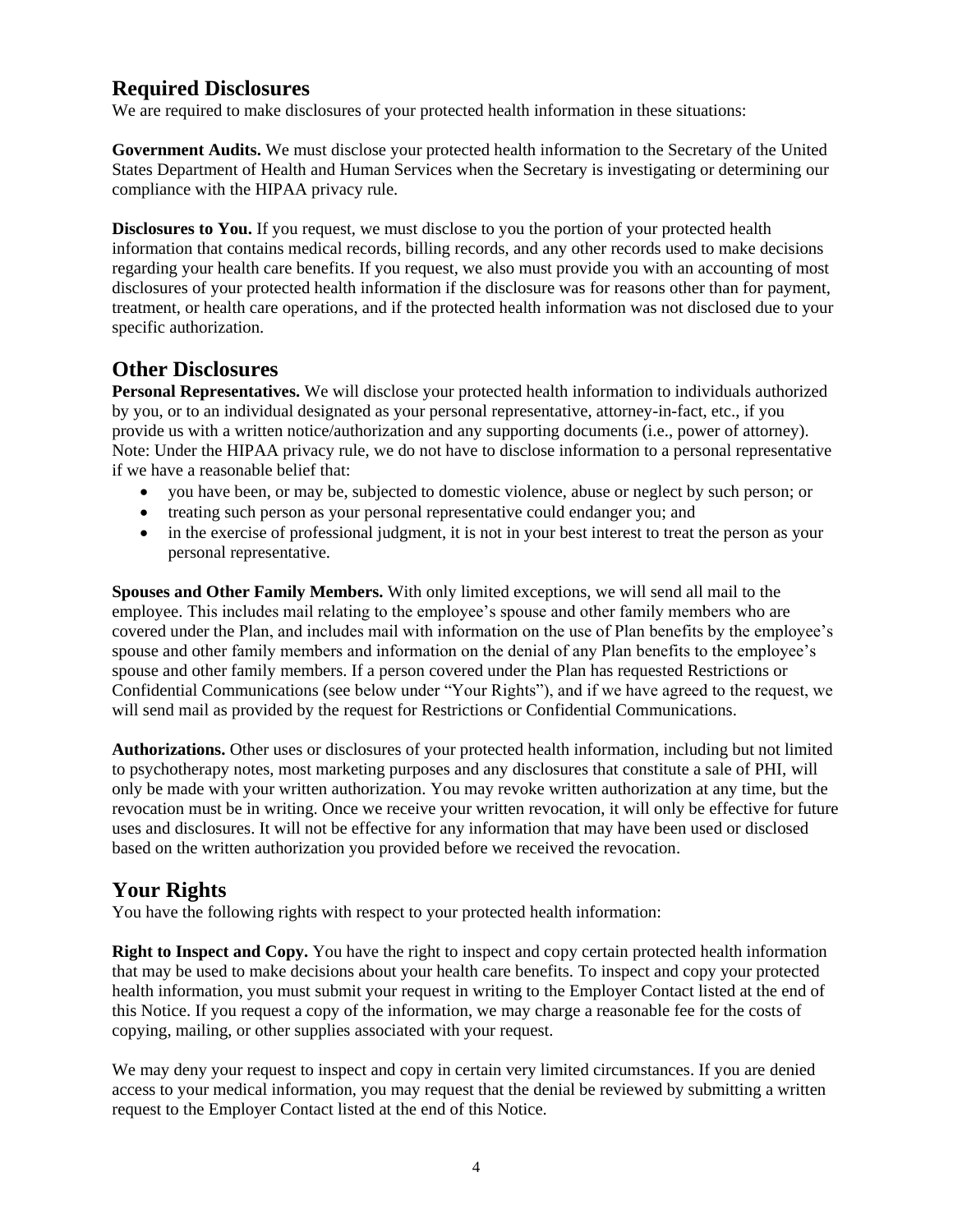## Required Disclosures

We are required to make disclosures of your protected health information in these situations:

**Government Audits.** We must disclose your protected health information to the Secretary of the United States Department of Health and Human Services when the Secretary is investigating or determining our compliance with the HIPAA privacy rule.

**Disclosures to You.** If you request, we must disclose to you the portion of your protected health information that contains medical records, billing records, and any other records used to make decisions regarding your health care benefits. If you request, we also must provide you with an accounting of most disclosures of your protected health information if the disclosure was for reasons other than for payment, treatment, or health care operations, and if the protected health information was not disclosed due to your specific authorization.

## Other Disclosures

**Personal Representatives.** We will disclose your protected health information to individuals authorized by you, or to an individual designated as your personal representative, attorney-in-fact, etc., if you provide us with a written notice/authorization and any supporting documents (i.e., power of attorney). Note: Under the HIPAA privacy rule, we do not have to disclose information to a personal representative if we have a reasonable belief that:

- you have been, or may be, subjected to domestic violence, abuse or neglect by such person; or
- treating such person as your personal representative could endanger you; and
- in the exercise of professional judgment, it is not in your best interest to treat the person as your personal representative.

**Spouses and Other Family Members.** With only limited exceptions, we will send all mail to the employee. This includes mail relating to the employee's spouse and other family members who are covered under the Plan, and includes mail with information on the use of Plan benefits by the employee's spouse and other family members and information on the denial of any Plan benefits to the employee's spouse and other family members. If a person covered under the Plan has requested Restrictions or Confidential Communications (see below under "Your Rights"), and if we have agreed to the request, we will send mail as provided by the request for Restrictions or Confidential Communications.

**Authorizations.** Other uses or disclosures of your protected health information, including but not limited to psychotherapy notes, most marketing purposes and any disclosures that constitute a sale of PHI, will only be made with your written authorization. You may revoke written authorization at any time, but the revocation must be in writing. Once we receive your written revocation, it will only be effective for future uses and disclosures. It will not be effective for any information that may have been used or disclosed based on the written authorization you provided before we received the revocation.

## Your Rights

You have the following rights with respect to your protected health information:

**Right to Inspect and Copy.** You have the right to inspect and copy certain protected health information that may be used to make decisions about your health care benefits. To inspect and copy your protected health information, you must submit your request in writing to the Employer Contact listed at the end of this Notice. If you request a copy of the information, we may charge a reasonable fee for the costs of copying, mailing, or other supplies associated with your request.

We may deny your request to inspect and copy in certain very limited circumstances. If you are denied access to your medical information, you may request that the denial be reviewed by submitting a written request to the Employer Contact listed at the end of this Notice.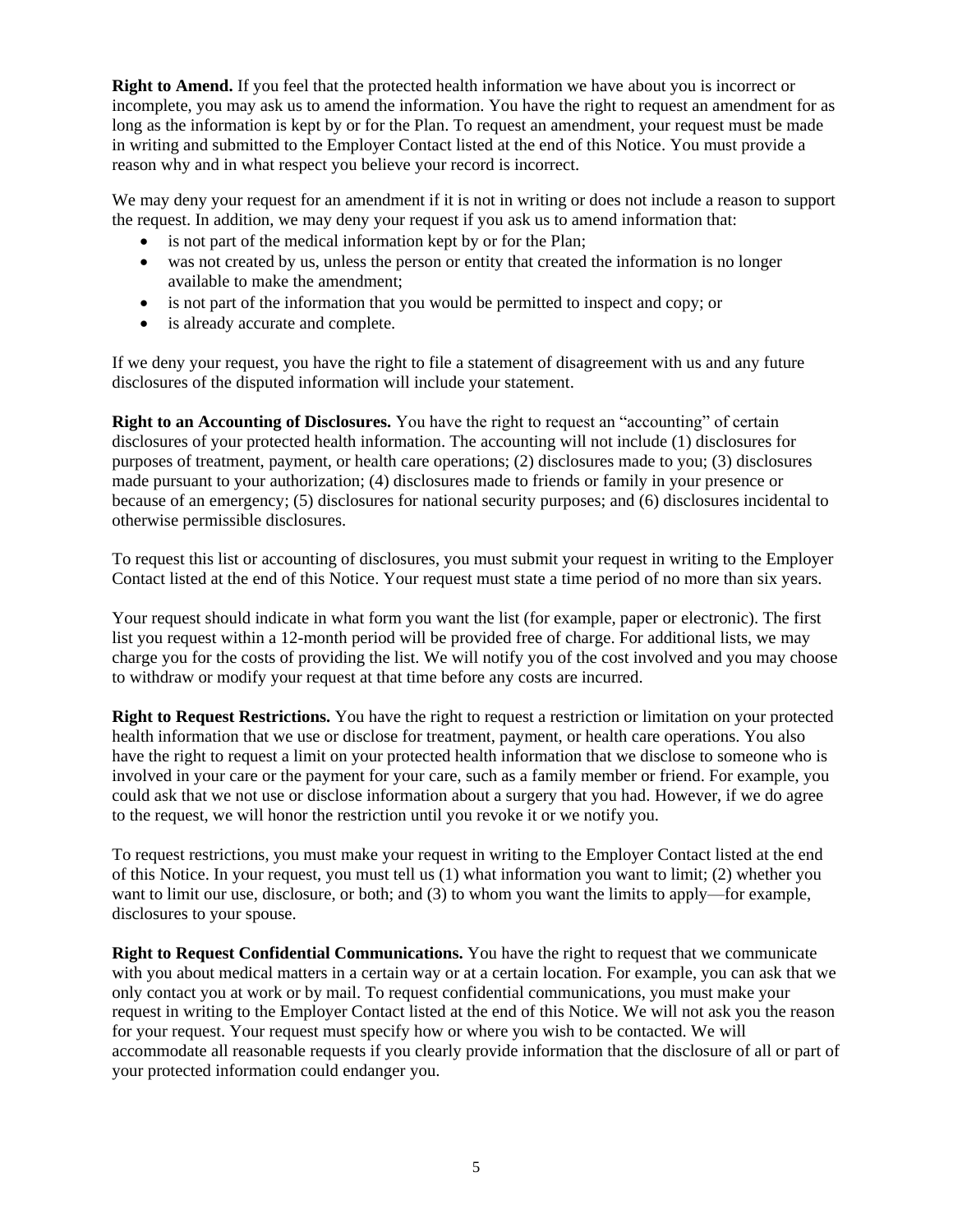**Right to Amend.** If you feel that the protected health information we have about you is incorrect or incomplete, you may ask us to amend the information. You have the right to request an amendment for as long as the information is kept by or for the Plan. To request an amendment, your request must be made in writing and submitted to the Employer Contact listed at the end of this Notice. You must provide a reason why and in what respect you believe your record is incorrect.

We may deny your request for an amendment if it is not in writing or does not include a reason to support the request. In addition, we may deny your request if you ask us to amend information that:

- is not part of the medical information kept by or for the Plan;
- was not created by us, unless the person or entity that created the information is no longer available to make the amendment;
- is not part of the information that you would be permitted to inspect and copy; or
- is already accurate and complete.

If we deny your request, you have the right to file a statement of disagreement with us and any future disclosures of the disputed information will include your statement.

**Right to an Accounting of Disclosures.** You have the right to request an "accounting" of certain disclosures of your protected health information. The accounting will not include (1) disclosures for purposes of treatment, payment, or health care operations; (2) disclosures made to you; (3) disclosures made pursuant to your authorization; (4) disclosures made to friends or family in your presence or because of an emergency; (5) disclosures for national security purposes; and (6) disclosures incidental to otherwise permissible disclosures.

To request this list or accounting of disclosures, you must submit your request in writing to the Employer Contact listed at the end of this Notice. Your request must state a time period of no more than six years.

Your request should indicate in what form you want the list (for example, paper or electronic). The first list you request within a 12-month period will be provided free of charge. For additional lists, we may charge you for the costs of providing the list. We will notify you of the cost involved and you may choose to withdraw or modify your request at that time before any costs are incurred.

**Right to Request Restrictions.** You have the right to request a restriction or limitation on your protected health information that we use or disclose for treatment, payment, or health care operations. You also have the right to request a limit on your protected health information that we disclose to someone who is involved in your care or the payment for your care, such as a family member or friend. For example, you could ask that we not use or disclose information about a surgery that you had. However, if we do agree to the request, we will honor the restriction until you revoke it or we notify you.

To request restrictions, you must make your request in writing to the Employer Contact listed at the end of this Notice. In your request, you must tell us (1) what information you want to limit; (2) whether you want to limit our use, disclosure, or both; and (3) to whom you want the limits to apply—for example, disclosures to your spouse.

**Right to Request Confidential Communications.** You have the right to request that we communicate with you about medical matters in a certain way or at a certain location. For example, you can ask that we only contact you at work or by mail. To request confidential communications, you must make your request in writing to the Employer Contact listed at the end of this Notice. We will not ask you the reason for your request. Your request must specify how or where you wish to be contacted. We will accommodate all reasonable requests if you clearly provide information that the disclosure of all or part of your protected information could endanger you.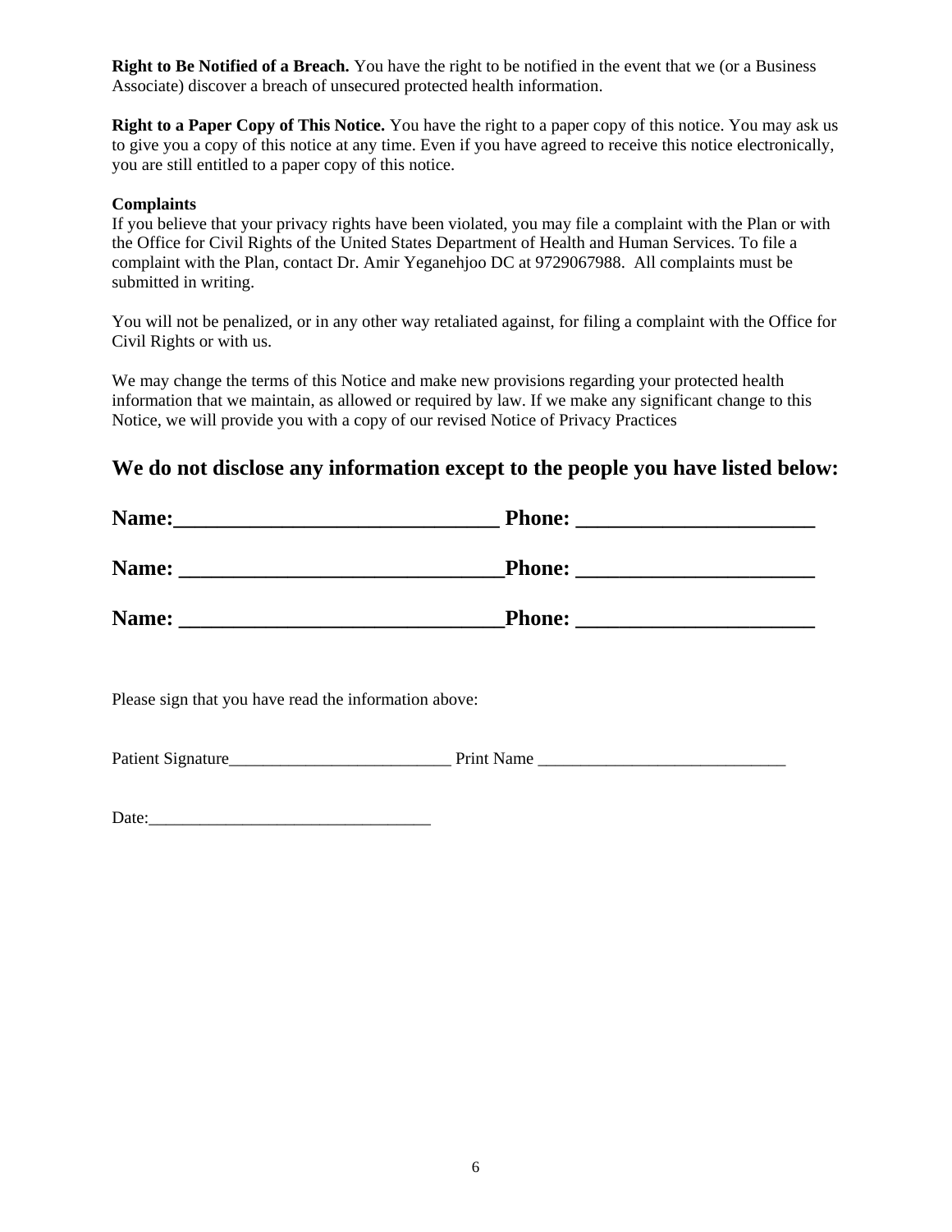**Right to Be Notified of a Breach.** You have the right to be notified in the event that we (or a Business Associate) discover a breach of unsecured protected health information.

**Right to a Paper Copy of This Notice.** You have the right to a paper copy of this notice. You may ask us to give you a copy of this notice at any time. Even if you have agreed to receive this notice electronically, you are still entitled to a paper copy of this notice.

**Complaints**

If you believe that your privacy rights have been violated, you may file a complaint with the Plan or with the Office for Civil Rights of the United States Department of Health and Human Services. To file a complaint with the Plan, contact Dr. Amir Yeganehjoo DC at 9729067988.  All complaints must be submitted in writing.

You will not be penalized, or in any other way retaliated against, for filing a complaint with the Office for Civil Rights or with us.

We may change the terms of this Notice and make new provisions regarding your protected health information that we maintain, as allowed or required by law. If we make any significant change to this Notice, we will provide you with a copy of our revised Notice of Privacy Practices

## We do not disclose any information except to the people you have listed below:

**Name:_______________________________ Phone: ______________________**

**Name: _______________________________Phone: ______________________**

**Name: _______________________________Phone: ______________________**

Please sign that you have read the information above:

Patient Signature__________________________ Print Name ____________________________

Date:_________________________________